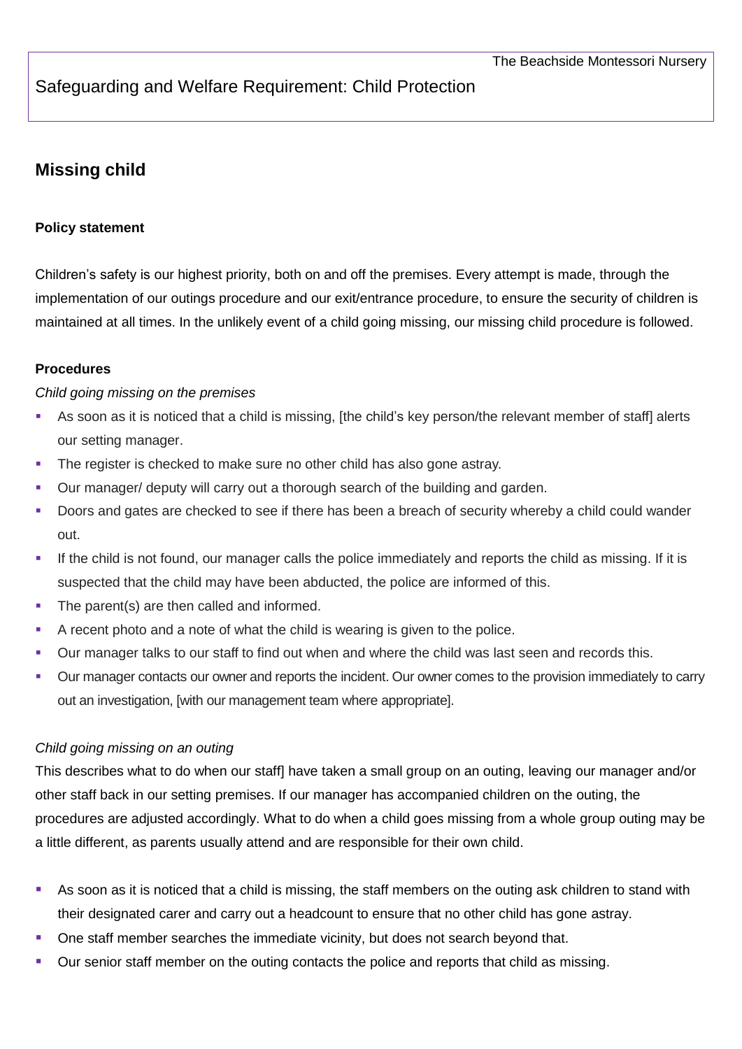Safeguarding and Welfare Requirement: Child Protection

## Missing child

### Policy statement

Children's safety is our highest priority, both on and off the premises. Every attempt is made, through the implementation of our outings procedure and our exit/entrance procedure, to ensure the security of children is maintained at all times. In the unlikely event of a child going missing, our missing child procedure is followed.

### Procedures

*Child going missing on the premises*

- As soon as it is noticed that a child is missing, [the child's key person/the relevant member of staff] alerts our setting manager.
- The register is checked to make sure no other child has also gone astray.
- Our manager/ deputy will carry out a thorough search of the building and garden.
- Doors and gates are checked to see if there has been a breach of security whereby a child could wander out.
- If the child is not found, our manager calls the police immediately and reports the child as missing. If it is suspected that the child may have been abducted, the police are informed of this.
- The parent(s) are then called and informed.
- A recent photo and a note of what the child is wearing is given to the police.
- Our manager talks to our staff to find out when and where the child was last seen and records this.
- Our manager contacts our owner and reports the incident. Our owner comes to the provision immediately to carry out an investigation, [with our management team where appropriate].

*Child going missing on an outing*

This describes what to do when our staff] have taken a small group on an outing, leaving our manager and/or other staff back in our setting premises. If our manager has accompanied children on the outing, the procedures are adjusted accordingly. What to do when a child goes missing from a whole group outing may be a little different, as parents usually attend and are responsible for their own child.

- As soon as it is noticed that a child is missing, the staff members on the outing ask children to stand with their designated carer and carry out a headcount to ensure that no other child has gone astray.
- One staff member searches the immediate vicinity, but does not search beyond that.
- Our senior staff member on the outing contacts the police and reports that child as missing.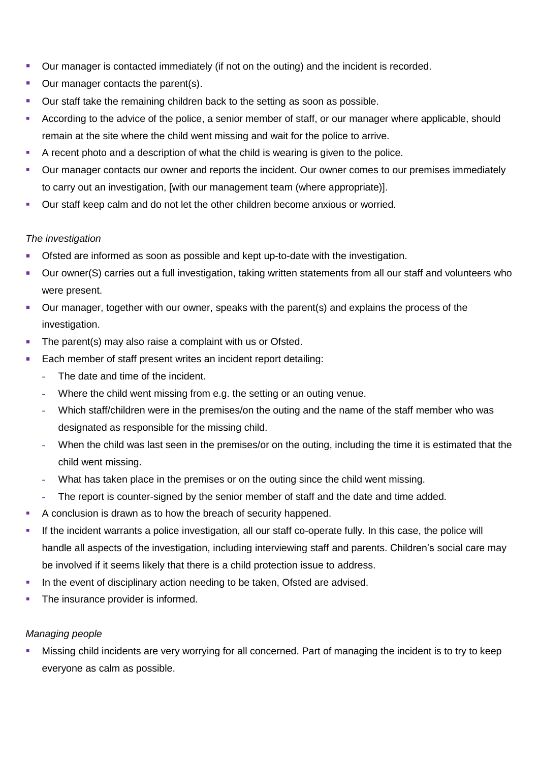- Our manager is contacted immediately (if not on the outing) and the incident is recorded.
- Our manager contacts the parent(s).
- Our staff take the remaining children back to the setting as soon as possible.
- According to the advice of the police, a senior member of staff, or our manager where applicable, should remain at the site where the child went missing and wait for the police to arrive.
- A recent photo and a description of what the child is wearing is given to the police.
- Our manager contacts our owner and reports the incident. Our owner comes to our premises immediately to carry out an investigation, [with our management team (where appropriate)].
- Our staff keep calm and do not let the other children become anxious or worried.

*The investigation*

- Ofsted are informed as soon as possible and kept up-to-date with the investigation.
- Our owner(S) carries out a full investigation, taking written statements from all our staff and volunteers who were present.
- Our manager, together with our owner, speaks with the parent(s) and explains the process of the investigation.
- The parent(s) may also raise a complaint with us or Ofsted.
- Each member of staff present writes an incident report detailing:
  - The date and time of the incident.
  - Where the child went missing from e.g. the setting or an outing venue.
  - Which staff/children were in the premises/on the outing and the name of the staff member who was designated as responsible for the missing child.
  - When the child was last seen in the premises/or on the outing, including the time it is estimated that the child went missing.
  - What has taken place in the premises or on the outing since the child went missing.
  - The report is counter-signed by the senior member of staff and the date and time added.
- A conclusion is drawn as to how the breach of security happened.
- If the incident warrants a police investigation, all our staff co-operate fully. In this case, the police will handle all aspects of the investigation, including interviewing staff and parents. Children's social care may be involved if it seems likely that there is a child protection issue to address.
- In the event of disciplinary action needing to be taken, Ofsted are advised.
- The insurance provider is informed.

*Managing people*

- Missing child incidents are very worrying for all concerned. Part of managing the incident is to try to keep everyone as calm as possible.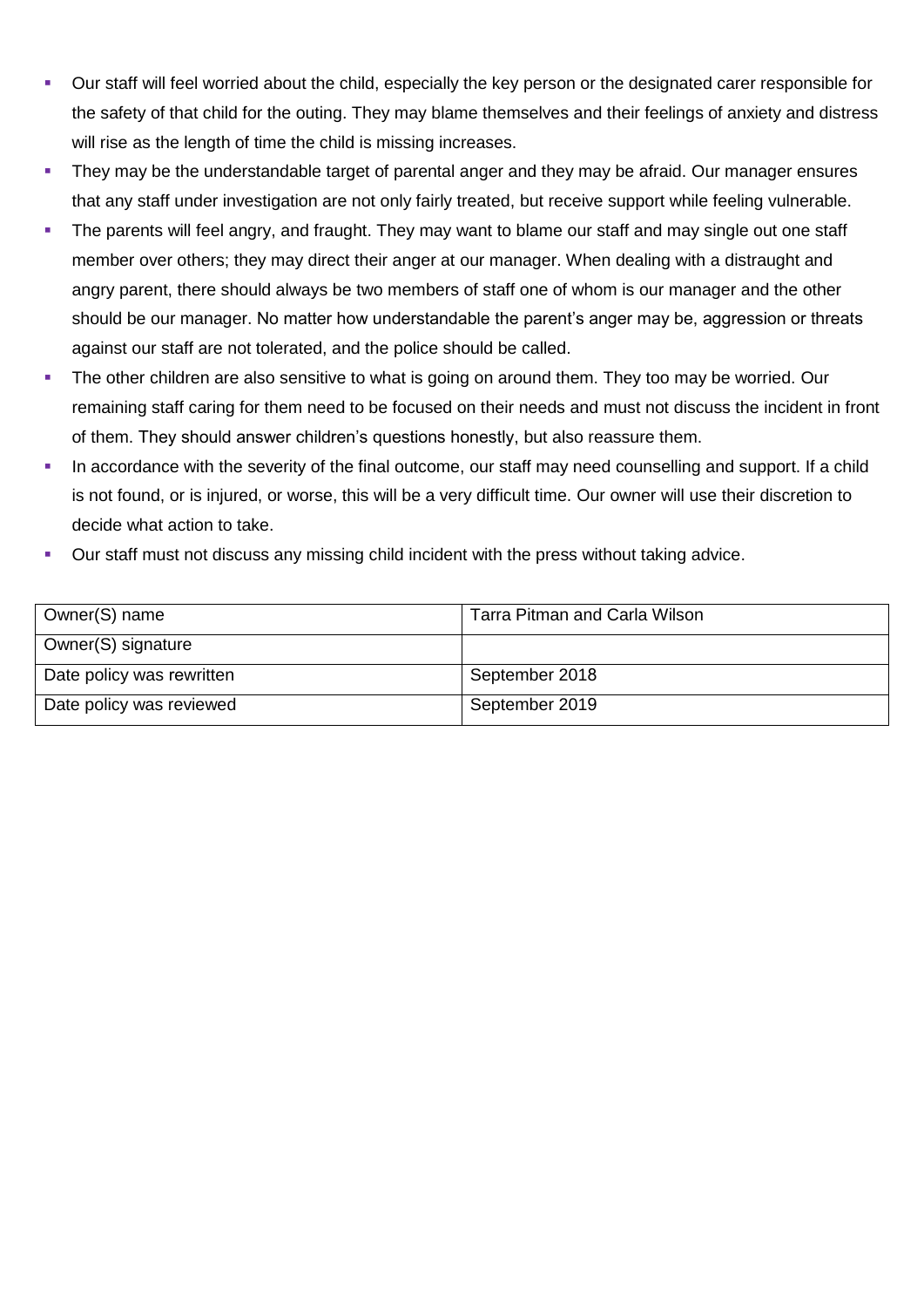- Our staff will feel worried about the child, especially the key person or the designated carer responsible for the safety of that child for the outing. They may blame themselves and their feelings of anxiety and distress will rise as the length of time the child is missing increases.
- They may be the understandable target of parental anger and they may be afraid. Our manager ensures that any staff under investigation are not only fairly treated, but receive support while feeling vulnerable.
- The parents will feel angry, and fraught. They may want to blame our staff and may single out one staff member over others; they may direct their anger at our manager. When dealing with a distraught and angry parent, there should always be two members of staff one of whom is our manager and the other should be our manager. No matter how understandable the parent's anger may be, aggression or threats against our staff are not tolerated, and the police should be called.
- The other children are also sensitive to what is going on around them. They too may be worried. Our remaining staff caring for them need to be focused on their needs and must not discuss the incident in front of them. They should answer children's questions honestly, but also reassure them.
- In accordance with the severity of the final outcome, our staff may need counselling and support. If a child is not found, or is injured, or worse, this will be a very difficult time. Our owner will use their discretion to decide what action to take.
- Our staff must not discuss any missing child incident with the press without taking advice.

| | |
|---|---|
| Owner(S) name | Tarra Pitman and Carla Wilson |
| Owner(S) signature | |
| Date policy was rewritten | September 2018 |
| Date policy was reviewed | September 2019 |